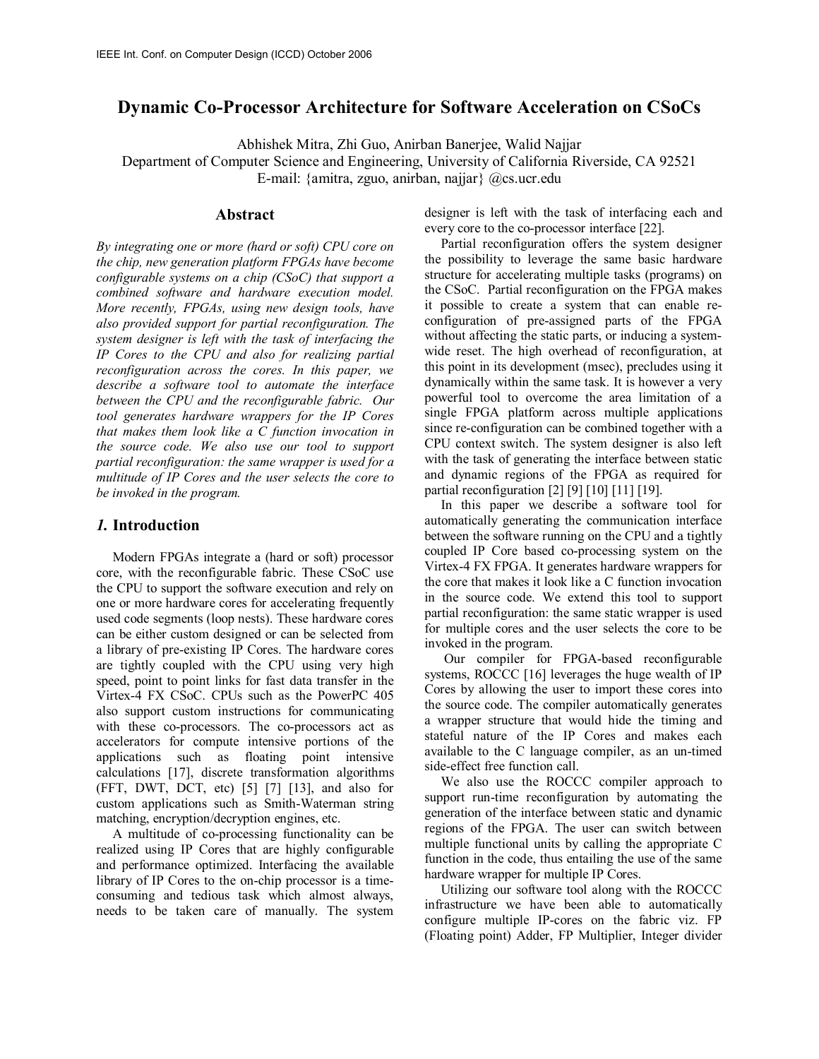# Dynamic Co-Processor Architecture for Software Acceleration on CSoCs

Abhishek Mitra, Zhi Guo, Anirban Banerjee, Walid Najjar
Department of Computer Science and Engineering, University of California Riverside, CA 92521
E-mail: {amitra, zguo, anirban, najjar} @cs.ucr.edu

## Abstract

*By integrating one or more (hard or soft) CPU core on the chip, new generation platform FPGAs have become configurable systems on a chip (CSoC) that support a combined software and hardware execution model. More recently, FPGAs, using new design tools, have also provided support for partial reconfiguration. The system designer is left with the task of interfacing the IP Cores to the CPU and also for realizing partial reconfiguration across the cores. In this paper, we describe a software tool to automate the interface between the CPU and the reconfigurable fabric. Our tool generates hardware wrappers for the IP Cores that makes them look like a C function invocation in the source code. We also use our tool to support partial reconfiguration: the same wrapper is used for a multitude of IP Cores and the user selects the core to be invoked in the program.*

## *1.* Introduction

Modern FPGAs integrate a (hard or soft) processor core, with the reconfigurable fabric. These CSoC use the CPU to support the software execution and rely on one or more hardware cores for accelerating frequently used code segments (loop nests). These hardware cores can be either custom designed or can be selected from a library of pre-existing IP Cores. The hardware cores are tightly coupled with the CPU using very high speed, point to point links for fast data transfer in the Virtex-4 FX CSoC. CPUs such as the PowerPC 405 also support custom instructions for communicating with these co-processors. The co-processors act as accelerators for compute intensive portions of the applications such as floating point intensive calculations [17], discrete transformation algorithms (FFT, DWT, DCT, etc) [5] [7] [13], and also for custom applications such as Smith-Waterman string matching, encryption/decryption engines, etc.

A multitude of co-processing functionality can be realized using IP Cores that are highly configurable and performance optimized. Interfacing the available library of IP Cores to the on-chip processor is a time-consuming and tedious task which almost always, needs to be taken care of manually. The system designer is left with the task of interfacing each and every core to the co-processor interface [22].

Partial reconfiguration offers the system designer the possibility to leverage the same basic hardware structure for accelerating multiple tasks (programs) on the CSoC. Partial reconfiguration on the FPGA makes it possible to create a system that can enable re-configuration of pre-assigned parts of the FPGA without affecting the static parts, or inducing a system-wide reset. The high overhead of reconfiguration, at this point in its development (msec), precludes using it dynamically within the same task. It is however a very powerful tool to overcome the area limitation of a single FPGA platform across multiple applications since re-configuration can be combined together with a CPU context switch. The system designer is also left with the task of generating the interface between static and dynamic regions of the FPGA as required for partial reconfiguration [2] [9] [10] [11] [19].

In this paper we describe a software tool for automatically generating the communication interface between the software running on the CPU and a tightly coupled IP Core based co-processing system on the Virtex-4 FX FPGA. It generates hardware wrappers for the core that makes it look like a C function invocation in the source code. We extend this tool to support partial reconfiguration: the same static wrapper is used for multiple cores and the user selects the core to be invoked in the program.

Our compiler for FPGA-based reconfigurable systems, ROCCC [16] leverages the huge wealth of IP Cores by allowing the user to import these cores into the source code. The compiler automatically generates a wrapper structure that would hide the timing and stateful nature of the IP Cores and makes each available to the C language compiler, as an un-timed side-effect free function call.

We also use the ROCCC compiler approach to support run-time reconfiguration by automating the generation of the interface between static and dynamic regions of the FPGA. The user can switch between multiple functional units by calling the appropriate C function in the code, thus entailing the use of the same hardware wrapper for multiple IP Cores.

Utilizing our software tool along with the ROCCC infrastructure we have been able to automatically configure multiple IP-cores on the fabric viz. FP (Floating point) Adder, FP Multiplier, Integer divider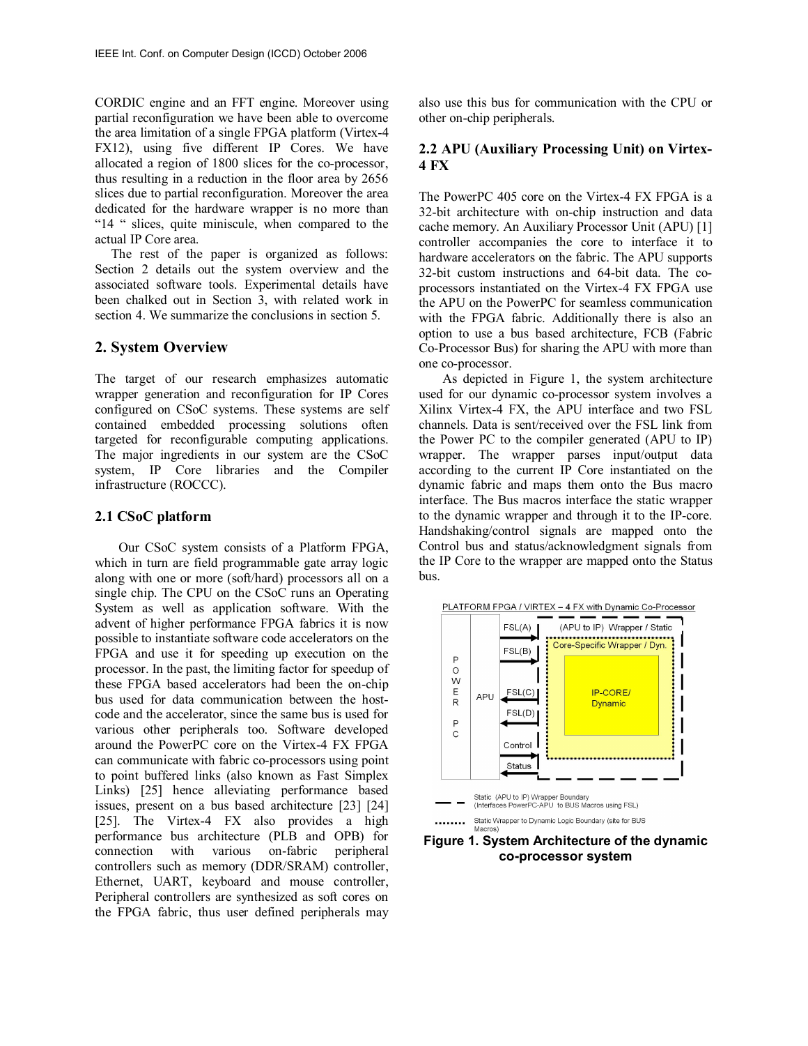CORDIC engine and an FFT engine. Moreover using partial reconfiguration we have been able to overcome the area limitation of a single FPGA platform (Virtex-4 FX12), using five different IP Cores. We have allocated a region of 1800 slices for the co-processor, thus resulting in a reduction in the floor area by 2656 slices due to partial reconfiguration. Moreover the area dedicated for the hardware wrapper is no more than "14 " slices, quite miniscule, when compared to the actual IP Core area.

The rest of the paper is organized as follows: Section 2 details out the system overview and the associated software tools. Experimental details have been chalked out in Section 3, with related work in section 4. We summarize the conclusions in section 5.

## 2. System Overview

The target of our research emphasizes automatic wrapper generation and reconfiguration for IP Cores configured on CSoC systems. These systems are self contained embedded processing solutions often targeted for reconfigurable computing applications. The major ingredients in our system are the CSoC system, IP Core libraries and the Compiler infrastructure (ROCCC).

### 2.1 CSoC platform

Our CSoC system consists of a Platform FPGA, which in turn are field programmable gate array logic along with one or more (soft/hard) processors all on a single chip. The CPU on the CSoC runs an Operating System as well as application software. With the advent of higher performance FPGA fabrics it is now possible to instantiate software code accelerators on the FPGA and use it for speeding up execution on the processor. In the past, the limiting factor for speedup of these FPGA based accelerators had been the on-chip bus used for data communication between the host-code and the accelerator, since the same bus is used for various other peripherals too. Software developed around the PowerPC core on the Virtex-4 FX FPGA can communicate with fabric co-processors using point to point buffered links (also known as Fast Simplex Links) [25] hence alleviating performance based issues, present on a bus based architecture [23] [24] [25]. The Virtex-4 FX also provides a high performance bus architecture (PLB and OPB) for connection with various on-fabric peripheral controllers such as memory (DDR/SRAM) controller, Ethernet, UART, keyboard and mouse controller, Peripheral controllers are synthesized as soft cores on the FPGA fabric, thus user defined peripherals may also use this bus for communication with the CPU or other on-chip peripherals.

### 2.2 APU (Auxiliary Processing Unit) on Virtex-4 FX

The PowerPC 405 core on the Virtex-4 FX FPGA is a 32-bit architecture with on-chip instruction and data cache memory. An Auxiliary Processor Unit (APU) [1] controller accompanies the core to interface it to hardware accelerators on the fabric. The APU supports 32-bit custom instructions and 64-bit data. The co-processors instantiated on the Virtex-4 FX FPGA use the APU on the PowerPC for seamless communication with the FPGA fabric. Additionally there is also an option to use a bus based architecture, FCB (Fabric Co-Processor Bus) for sharing the APU with more than one co-processor.

As depicted in Figure 1, the system architecture used for our dynamic co-processor system involves a Xilinx Virtex-4 FX, the APU interface and two FSL channels. Data is sent/received over the FSL link from the Power PC to the compiler generated (APU to IP) wrapper. The wrapper parses input/output data according to the current IP Core instantiated on the dynamic fabric and maps them onto the Bus macro interface. The Bus macros interface the static wrapper to the dynamic wrapper and through it to the IP-core. Handshaking/control signals are mapped onto the Control bus and status/acknowledgment signals from the IP Core to the wrapper are mapped onto the Status bus.

**Figure 1. System Architecture of the dynamic co-processor system**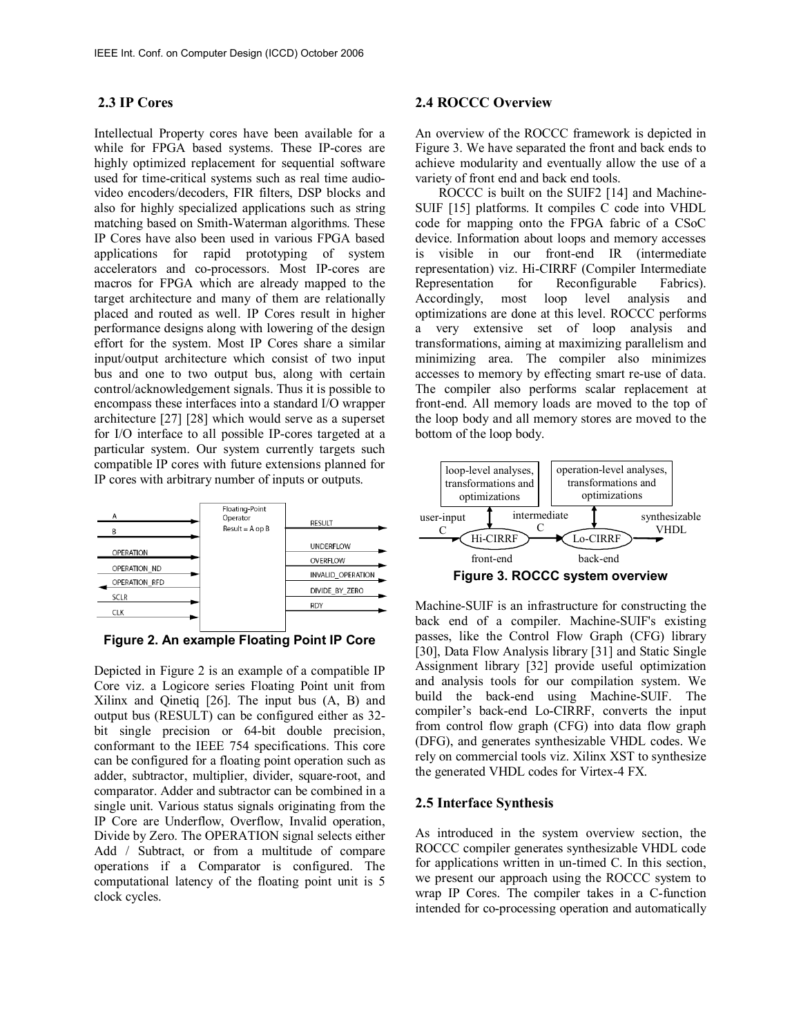## 2.3 IP Cores

Intellectual Property cores have been available for a while for FPGA based systems. These IP-cores are highly optimized replacement for sequential software used for time-critical systems such as real time audio-video encoders/decoders, FIR filters, DSP blocks and also for highly specialized applications such as string matching based on Smith-Waterman algorithms. These IP Cores have also been used in various FPGA based applications for rapid prototyping of system accelerators and co-processors. Most IP-cores are macros for FPGA which are already mapped to the target architecture and many of them are relationally placed and routed as well. IP Cores result in higher performance designs along with lowering of the design effort for the system. Most IP Cores share a similar input/output architecture which consist of two input bus and one to two output bus, along with certain control/acknowledgement signals. Thus it is possible to encompass these interfaces into a standard I/O wrapper architecture [27] [28] which would serve as a superset for I/O interface to all possible IP-cores targeted at a particular system. Our system currently targets such compatible IP cores with future extensions planned for IP cores with arbitrary number of inputs or outputs.

Figure 2. An example Floating Point IP Core

Depicted in Figure 2 is an example of a compatible IP Core viz. a Logicore series Floating Point unit from Xilinx and Qinetiq [26]. The input bus (A, B) and output bus (RESULT) can be configured either as 32-bit single precision or 64-bit double precision, conformant to the IEEE 754 specifications. This core can be configured for a floating point operation such as adder, subtractor, multiplier, divider, square-root, and comparator. Adder and subtractor can be combined in a single unit. Various status signals originating from the IP Core are Underflow, Overflow, Invalid operation, Divide by Zero. The OPERATION signal selects either Add / Subtract, or from a multitude of compare operations if a Comparator is configured. The computational latency of the floating point unit is 5 clock cycles.

## 2.4 ROCCC Overview

An overview of the ROCCC framework is depicted in Figure 3. We have separated the front and back ends to achieve modularity and eventually allow the use of a variety of front end and back end tools.

ROCCC is built on the SUIF2 [14] and Machine-SUIF [15] platforms. It compiles C code into VHDL code for mapping onto the FPGA fabric of a CSoC device. Information about loops and memory accesses is visible in our front-end IR (intermediate representation) viz. Hi-CIRRF (Compiler Intermediate Representation for Reconfigurable Fabrics). Accordingly, most loop level analysis and optimizations are done at this level. ROCCC performs a very extensive set of loop analysis and transformations, aiming at maximizing parallelism and minimizing area. The compiler also minimizes accesses to memory by effecting smart re-use of data. The compiler also performs scalar replacement at front-end. All memory loads are moved to the top of the loop body and all memory stores are moved to the bottom of the loop body.

Figure 3. ROCCC system overview

Machine-SUIF is an infrastructure for constructing the back end of a compiler. Machine-SUIF's existing passes, like the Control Flow Graph (CFG) library [30], Data Flow Analysis library [31] and Static Single Assignment library [32] provide useful optimization and analysis tools for our compilation system. We build the back-end using Machine-SUIF. The compiler's back-end Lo-CIRRF, converts the input from control flow graph (CFG) into data flow graph (DFG), and generates synthesizable VHDL codes. We rely on commercial tools viz. Xilinx XST to synthesize the generated VHDL codes for Virtex-4 FX.

## 2.5 Interface Synthesis

As introduced in the system overview section, the ROCCC compiler generates synthesizable VHDL code for applications written in un-timed C. In this section, we present our approach using the ROCCC system to wrap IP Cores. The compiler takes in a C-function intended for co-processing operation and automatically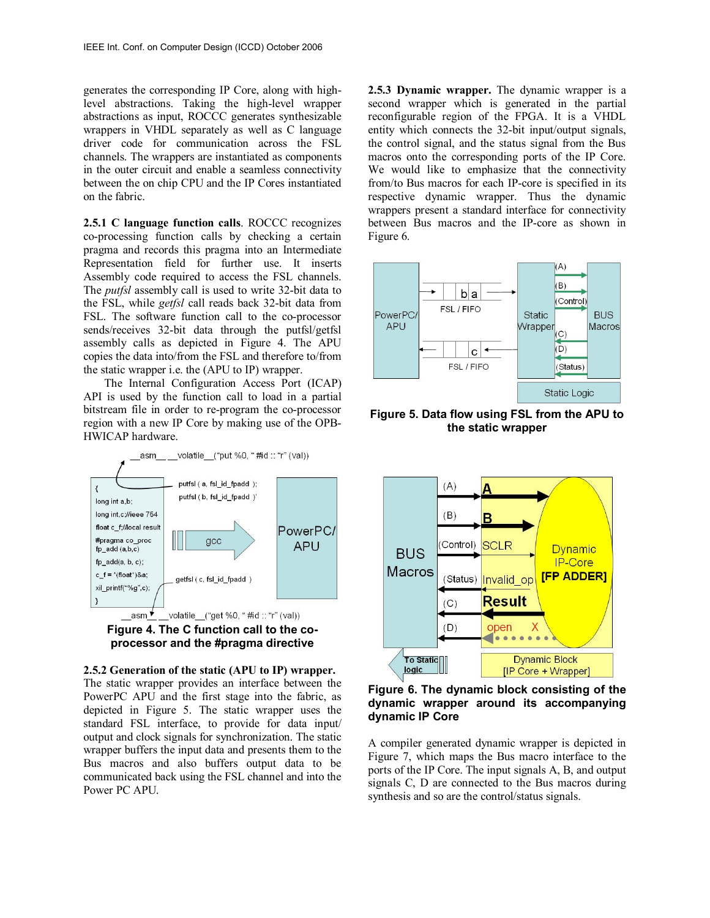generates the corresponding IP Core, along with high-level abstractions. Taking the high-level wrapper abstractions as input, ROCCC generates synthesizable wrappers in VHDL separately as well as C language driver code for communication across the FSL channels. The wrappers are instantiated as components in the outer circuit and enable a seamless connectivity between the on chip CPU and the IP Cores instantiated on the fabric.

**2.5.1 C language function calls**. ROCCC recognizes co-processing function calls by checking a certain pragma and records this pragma into an Intermediate Representation field for further use. It inserts Assembly code required to access the FSL channels. The *putfsl* assembly call is used to write 32-bit data to the FSL, while *getfsl* call reads back 32-bit data from FSL. The software function call to the co-processor sends/receives 32-bit data through the putfsl/getfsl assembly calls as depicted in Figure 4. The APU copies the data into/from the FSL and therefore to/from the static wrapper i.e. the (APU to IP) wrapper.

The Internal Configuration Access Port (ICAP) API is used by the function call to load in a partial bitstream file in order to re-program the co-processor region with a new IP Core by making use of the OPB-HWICAP hardware.

```
__asm__ __volatile__("put %0, " #id :: "r" (val))

{
long int a,b;
long int,c;//ieee 754
float c_f;//local result
#pragma co_proc
fp_add (a,b,c)
fp_add(a, b, c);
c_f = *(float*)&a;
xil_printf("%g",c);
}

putfsl ( a, fsl_id_fpadd );
putfsl ( b, fsl_id_fpadd )'
getfsl ( c, fsl_id_fpadd )

__asm__ __volatile__("get %0, " #id :: "r" (val))
```

gcc → PowerPC/APU

**Figure 4. The C function call to the co-processor and the #pragma directive**

**2.5.2 Generation of the static (APU to IP) wrapper.** The static wrapper provides an interface between the PowerPC APU and the first stage into the fabric, as depicted in Figure 5. The static wrapper uses the standard FSL interface, to provide for data input/output and clock signals for synchronization. The static wrapper buffers the input data and presents them to the Bus macros and also buffers output data to be communicated back using the FSL channel and into the Power PC APU.

**2.5.3 Dynamic wrapper.** The dynamic wrapper is a second wrapper which is generated in the partial reconfigurable region of the FPGA. It is a VHDL entity which connects the 32-bit input/output signals, the control signal, and the status signal from the Bus macros onto the corresponding ports of the IP Core. We would like to emphasize that the connectivity from/to Bus macros for each IP-core is specified in its respective dynamic wrapper. Thus the dynamic wrappers present a standard interface for connectivity between Bus macros and the IP-core as shown in Figure 6.

**Figure 5. Data flow using FSL from the APU to the static wrapper**

**Figure 6. The dynamic block consisting of the dynamic wrapper around its accompanying dynamic IP Core**

A compiler generated dynamic wrapper is depicted in Figure 7, which maps the Bus macro interface to the ports of the IP Core. The input signals A, B, and output signals C, D are connected to the Bus macros during synthesis and so are the control/status signals.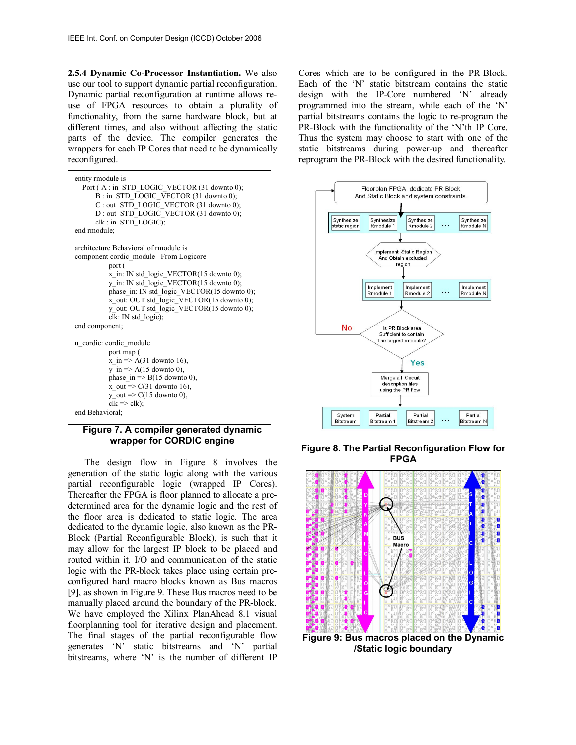**2.5.4 Dynamic Co-Processor Instantiation.** We also use our tool to support dynamic partial reconfiguration. Dynamic partial reconfiguration at runtime allows re-use of FPGA resources to obtain a plurality of functionality, from the same hardware block, but at different times, and also without affecting the static parts of the device. The compiler generates the wrappers for each IP Cores that need to be dynamically reconfigured.

```
entity rmodule is
  Port ( A : in  STD_LOGIC_VECTOR (31 downto 0);
         B : in  STD_LOGIC_VECTOR (31 downto 0);
         C : out  STD_LOGIC_VECTOR (31 downto 0);
         D : out  STD_LOGIC_VECTOR (31 downto 0);
         clk : in  STD_LOGIC);
end rmodule;

architecture Behavioral of rmodule is
component cordic_module –From Logicore
        port (
        x_in: IN std_logic_VECTOR(15 downto 0);
        y_in: IN std_logic_VECTOR(15 downto 0);
        phase_in: IN std_logic_VECTOR(15 downto 0);
        x_out: OUT std_logic_VECTOR(15 downto 0);
        y_out: OUT std_logic_VECTOR(15 downto 0);
        clk: IN std_logic);
end component;

u_cordic: cordic_module
        port map (
        x_in => A(31 downto 16),
        y_in => A(15 downto 0),
        phase_in => B(15 downto 0),
        x_out => C(31 downto 16),
        y_out => C(15 downto 0),
        clk => clk);
end Behavioral;
```

**Figure 7. A compiler generated dynamic wrapper for CORDIC engine**

The design flow in Figure 8 involves the generation of the static logic along with the various partial reconfigurable logic (wrapped IP Cores). Thereafter the FPGA is floor planned to allocate a pre-determined area for the dynamic logic and the rest of the floor area is dedicated to static logic. The area dedicated to the dynamic logic, also known as the PR-Block (Partial Reconfigurable Block), is such that it may allow for the largest IP block to be placed and routed within it. I/O and communication of the static logic with the PR-block takes place using certain pre-configured hard macro blocks known as Bus macros [9], as shown in Figure 9. These Bus macros need to be manually placed around the boundary of the PR-block. We have employed the Xilinx PlanAhead 8.1 visual floorplanning tool for iterative design and placement. The final stages of the partial reconfigurable flow generates 'N' static bitstreams and 'N' partial bitstreams, where 'N' is the number of different IP Cores which are to be configured in the PR-Block. Each of the 'N' static bitstream contains the static design with the IP-Core numbered 'N' already programmed into the stream, while each of the 'N' partial bitstreams contains the logic to re-program the PR-Block with the functionality of the 'N'th IP Core. Thus the system may choose to start with one of the static bitstreams during power-up and thereafter reprogram the PR-Block with the desired functionality.

**Figure 8. The Partial Reconfiguration Flow for FPGA**

**Figure 9: Bus macros placed on the Dynamic /Static logic boundary**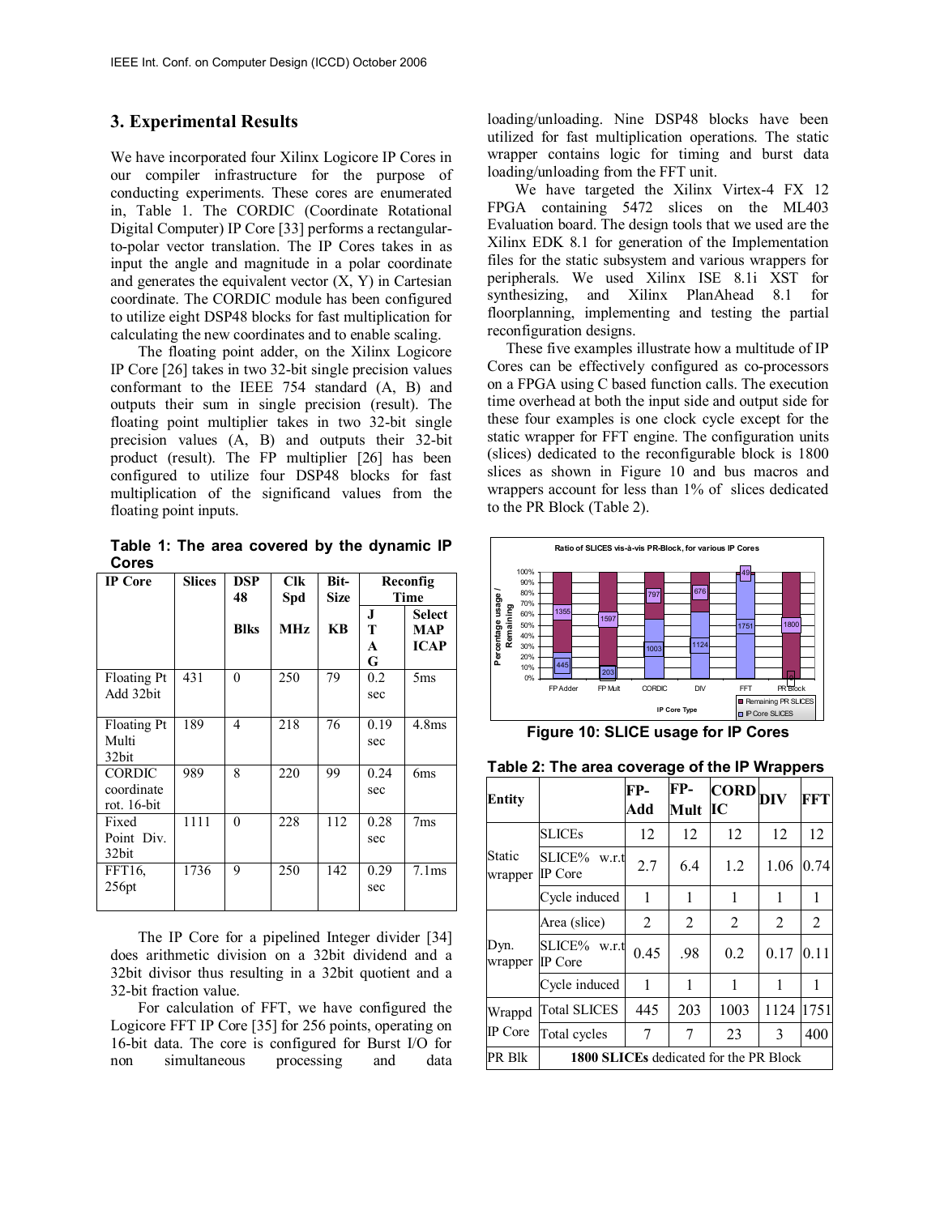## 3. Experimental Results

We have incorporated four Xilinx Logicore IP Cores in our compiler infrastructure for the purpose of conducting experiments. These cores are enumerated in, Table 1. The CORDIC (Coordinate Rotational Digital Computer) IP Core [33] performs a rectangular-to-polar vector translation. The IP Cores takes in as input the angle and magnitude in a polar coordinate and generates the equivalent vector (X, Y) in Cartesian coordinate. The CORDIC module has been configured to utilize eight DSP48 blocks for fast multiplication for calculating the new coordinates and to enable scaling.

The floating point adder, on the Xilinx Logicore IP Core [26] takes in two 32-bit single precision values conformant to the IEEE 754 standard (A, B) and outputs their sum in single precision (result). The floating point multiplier takes in two 32-bit single precision values (A, B) and outputs their 32-bit product (result). The FP multiplier [26] has been configured to utilize four DSP48 blocks for fast multiplication of the significand values from the floating point inputs.

**Table 1: The area covered by the dynamic IP Cores**

| IP Core | Slices | DSP 48 Blks | Clk Spd MHz | Bit-Size KB | Reconfig Time | |
|---|---|---|---|---|---|---|
| | | | | | JTAG | Select MAP ICAP |
| Floating Pt Add 32bit | 431 | 0 | 250 | 79 | 0.2 sec | 5ms |
| Floating Pt Multi 32bit | 189 | 4 | 218 | 76 | 0.19 sec | 4.8ms |
| CORDIC coordinate rot. 16-bit | 989 | 8 | 220 | 99 | 0.24 sec | 6ms |
| Fixed Point Div. 32bit | 1111 | 0 | 228 | 112 | 0.28 sec | 7ms |
| FFT16, 256pt | 1736 | 9 | 250 | 142 | 0.29 sec | 7.1ms |

The IP Core for a pipelined Integer divider [34] does arithmetic division on a 32bit dividend and a 32bit divisor thus resulting in a 32bit quotient and a 32-bit fraction value.

For calculation of FFT, we have configured the Logicore FFT IP Core [35] for 256 points, operating on 16-bit data. The core is configured for Burst I/O for non simultaneous processing and data loading/unloading. Nine DSP48 blocks have been utilized for fast multiplication operations. The static wrapper contains logic for timing and burst data loading/unloading from the FFT unit.

We have targeted the Xilinx Virtex-4 FX 12 FPGA containing 5472 slices on the ML403 Evaluation board. The design tools that we used are the Xilinx EDK 8.1 for generation of the Implementation files for the static subsystem and various wrappers for peripherals. We used Xilinx ISE 8.1i XST for synthesizing, and Xilinx PlanAhead 8.1 for floorplanning, implementing and testing the partial reconfiguration designs.

These five examples illustrate how a multitude of IP Cores can be effectively configured as co-processors on a FPGA using C based function calls. The execution time overhead at both the input side and output side for these four examples is one clock cycle except for the static wrapper for FFT engine. The configuration units (slices) dedicated to the reconfigurable block is 1800 slices as shown in Figure 10 and bus macros and wrappers account for less than 1% of slices dedicated to the PR Block (Table 2).

**Figure 10: SLICE usage for IP Cores**

**Table 2: The area coverage of the IP Wrappers**

| Entity | | FP-Add | FP-Mult | CORDIC | DIV | FFT |
|---|---|---|---|---|---|---|
| Static wrapper | SLICEs | 12 | 12 | 12 | 12 | 12 |
| | SLICE% w.r.t IP Core | 2.7 | 6.4 | 1.2 | 1.06 | 0.74 |
| | Cycle induced | 1 | 1 | 1 | 1 | 1 |
| Dyn. wrapper | Area (slice) | 2 | 2 | 2 | 2 | 2 |
| | SLICE% w.r.t IP Core | 0.45 | .98 | 0.2 | 0.17 | 0.11 |
| | Cycle induced | 1 | 1 | 1 | 1 | 1 |
| Wrappd IP Core | Total SLICES | 445 | 203 | 1003 | 1124 | 1751 |
| | Total cycles | 7 | 7 | 23 | 3 | 400 |
| PR Blk | **1800 SLICEs** dedicated for the PR Block | | | | | |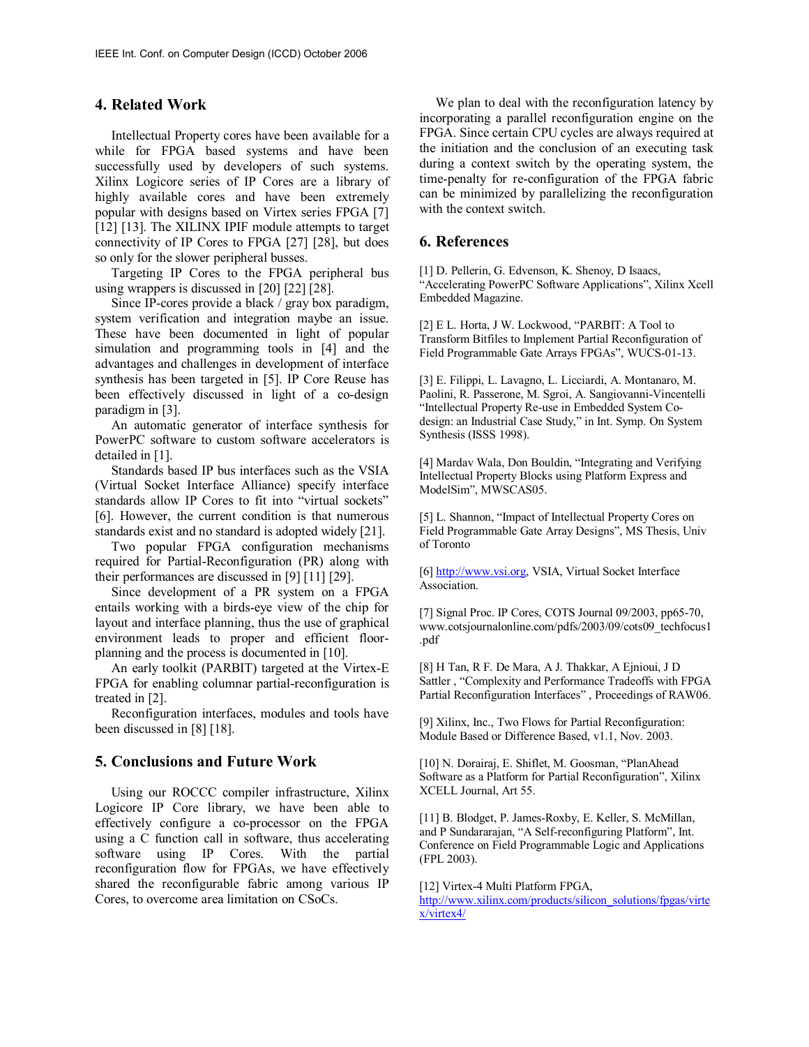## 4. Related Work

Intellectual Property cores have been available for a while for FPGA based systems and have been successfully used by developers of such systems. Xilinx Logicore series of IP Cores are a library of highly available cores and have been extremely popular with designs based on Virtex series FPGA [7] [12] [13]. The XILINX IPIF module attempts to target connectivity of IP Cores to FPGA [27] [28], but does so only for the slower peripheral busses.

Targeting IP Cores to the FPGA peripheral bus using wrappers is discussed in [20] [22] [28].

Since IP-cores provide a black / gray box paradigm, system verification and integration maybe an issue. These have been documented in light of popular simulation and programming tools in [4] and the advantages and challenges in development of interface synthesis has been targeted in [5]. IP Core Reuse has been effectively discussed in light of a co-design paradigm in [3].

An automatic generator of interface synthesis for PowerPC software to custom software accelerators is detailed in [1].

Standards based IP bus interfaces such as the VSIA (Virtual Socket Interface Alliance) specify interface standards allow IP Cores to fit into "virtual sockets" [6]. However, the current condition is that numerous standards exist and no standard is adopted widely [21].

Two popular FPGA configuration mechanisms required for Partial-Reconfiguration (PR) along with their performances are discussed in [9] [11] [29].

Since development of a PR system on a FPGA entails working with a birds-eye view of the chip for layout and interface planning, thus the use of graphical environment leads to proper and efficient floor-planning and the process is documented in [10].

An early toolkit (PARBIT) targeted at the Virtex-E FPGA for enabling columnar partial-reconfiguration is treated in [2].

Reconfiguration interfaces, modules and tools have been discussed in [8] [18].

## 5. Conclusions and Future Work

Using our ROCCC compiler infrastructure, Xilinx Logicore IP Core library, we have been able to effectively configure a co-processor on the FPGA using a C function call in software, thus accelerating software using IP Cores. With the partial reconfiguration flow for FPGAs, we have effectively shared the reconfigurable fabric among various IP Cores, to overcome area limitation on CSoCs.

We plan to deal with the reconfiguration latency by incorporating a parallel reconfiguration engine on the FPGA. Since certain CPU cycles are always required at the initiation and the conclusion of an executing task during a context switch by the operating system, the time-penalty for re-configuration of the FPGA fabric can be minimized by parallelizing the reconfiguration with the context switch.

## 6. References

[1] D. Pellerin, G. Edvenson, K. Shenoy, D Isaacs, "Accelerating PowerPC Software Applications", Xilinx Xcell Embedded Magazine.

[2] E L. Horta, J W. Lockwood, "PARBIT: A Tool to Transform Bitfiles to Implement Partial Reconfiguration of Field Programmable Gate Arrays FPGAs", WUCS-01-13.

[3] E. Filippi, L. Lavagno, L. Licciardi, A. Montanaro, M. Paolini, R. Passerone, M. Sgroi, A. Sangiovanni-Vincentelli "Intellectual Property Re-use in Embedded System Co-design: an Industrial Case Study," in Int. Symp. On System Synthesis (ISSS 1998).

[4] Mardav Wala, Don Bouldin, "Integrating and Verifying Intellectual Property Blocks using Platform Express and ModelSim", MWSCAS05.

[5] L. Shannon, "Impact of Intellectual Property Cores on Field Programmable Gate Array Designs", MS Thesis, Univ of Toronto

[6] http://www.vsi.org, VSIA, Virtual Socket Interface Association.

[7] Signal Proc. IP Cores, COTS Journal 09/2003, pp65-70, www.cotsjournalonline.com/pdfs/2003/09/cots09_techfocus1.pdf

[8] H Tan, R F. De Mara, A J. Thakkar, A Ejnioui, J D Sattler , "Complexity and Performance Tradeoffs with FPGA Partial Reconfiguration Interfaces" , Proceedings of RAW06.

[9] Xilinx, Inc., Two Flows for Partial Reconfiguration: Module Based or Difference Based, v1.1, Nov. 2003.

[10] N. Dorairaj, E. Shiflet, M. Goosman, "PlanAhead Software as a Platform for Partial Reconfiguration", Xilinx XCELL Journal, Art 55.

[11] B. Blodget, P. James-Roxby, E. Keller, S. McMillan, and P Sundararajan, "A Self-reconfiguring Platform", Int. Conference on Field Programmable Logic and Applications (FPL 2003).

[12] Virtex-4 Multi Platform FPGA, http://www.xilinx.com/products/silicon_solutions/fpgas/virtex/virtex4/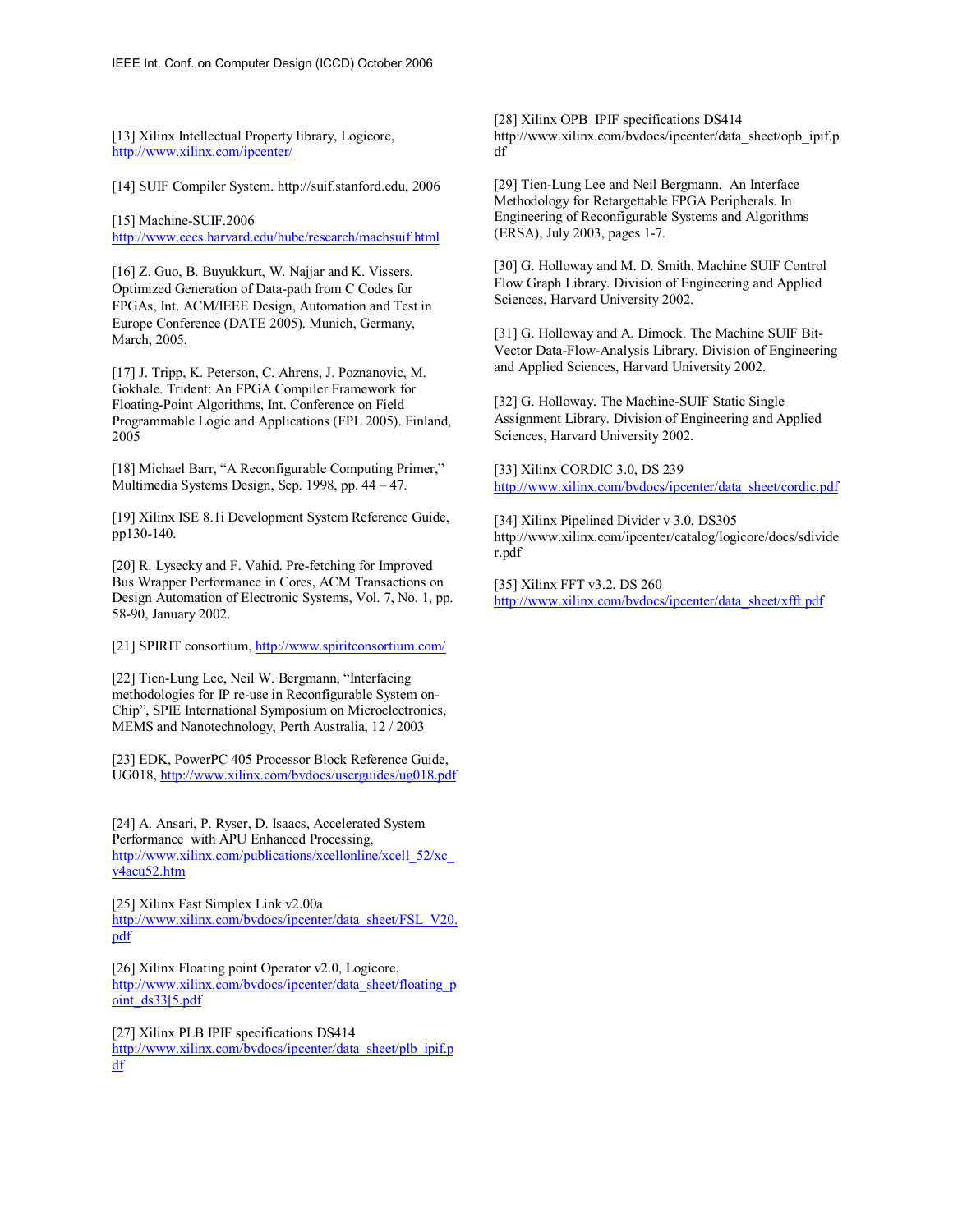[13] Xilinx Intellectual Property library, Logicore, http://www.xilinx.com/ipcenter/

[14] SUIF Compiler System. http://suif.stanford.edu, 2006

[15] Machine-SUIF.2006 http://www.eecs.harvard.edu/hube/research/machsuif.html

[16] Z. Guo, B. Buyukkurt, W. Najjar and K. Vissers. Optimized Generation of Data-path from C Codes for FPGAs, Int. ACM/IEEE Design, Automation and Test in Europe Conference (DATE 2005). Munich, Germany, March, 2005.

[17] J. Tripp, K. Peterson, C. Ahrens, J. Poznanovic, M. Gokhale. Trident: An FPGA Compiler Framework for Floating-Point Algorithms, Int. Conference on Field Programmable Logic and Applications (FPL 2005). Finland, 2005

[18] Michael Barr, "A Reconfigurable Computing Primer," Multimedia Systems Design, Sep. 1998, pp. 44 – 47.

[19] Xilinx ISE 8.1i Development System Reference Guide, pp130-140.

[20] R. Lysecky and F. Vahid. Pre-fetching for Improved Bus Wrapper Performance in Cores, ACM Transactions on Design Automation of Electronic Systems, Vol. 7, No. 1, pp. 58-90, January 2002.

[21] SPIRIT consortium, http://www.spiritconsortium.com/

[22] Tien-Lung Lee, Neil W. Bergmann, "Interfacing methodologies for IP re-use in Reconfigurable System on-Chip", SPIE International Symposium on Microelectronics, MEMS and Nanotechnology, Perth Australia, 12 / 2003

[23] EDK, PowerPC 405 Processor Block Reference Guide, UG018, http://www.xilinx.com/bvdocs/userguides/ug018.pdf

[24] A. Ansari, P. Ryser, D. Isaacs, Accelerated System Performance with APU Enhanced Processing, http://www.xilinx.com/publications/xcellonline/xcell_52/xc_v4acu52.htm

[25] Xilinx Fast Simplex Link v2.00a http://www.xilinx.com/bvdocs/ipcenter/data_sheet/FSL_V20.pdf

[26] Xilinx Floating point Operator v2.0, Logicore, http://www.xilinx.com/bvdocs/ipcenter/data_sheet/floating_point_ds33[5.pdf

[27] Xilinx PLB IPIF specifications DS414 http://www.xilinx.com/bvdocs/ipcenter/data_sheet/plb_ipif.pdf

[28] Xilinx OPB IPIF specifications DS414 http://www.xilinx.com/bvdocs/ipcenter/data_sheet/opb_ipif.pdf

[29] Tien-Lung Lee and Neil Bergmann. An Interface Methodology for Retargettable FPGA Peripherals. In Engineering of Reconfigurable Systems and Algorithms (ERSA), July 2003, pages 1-7.

[30] G. Holloway and M. D. Smith. Machine SUIF Control Flow Graph Library. Division of Engineering and Applied Sciences, Harvard University 2002.

[31] G. Holloway and A. Dimock. The Machine SUIF Bit-Vector Data-Flow-Analysis Library. Division of Engineering and Applied Sciences, Harvard University 2002.

[32] G. Holloway. The Machine-SUIF Static Single Assignment Library. Division of Engineering and Applied Sciences, Harvard University 2002.

[33] Xilinx CORDIC 3.0, DS 239 http://www.xilinx.com/bvdocs/ipcenter/data_sheet/cordic.pdf

[34] Xilinx Pipelined Divider v 3.0, DS305 http://www.xilinx.com/ipcenter/catalog/logicore/docs/sdivider.pdf

[35] Xilinx FFT v3.2, DS 260 http://www.xilinx.com/bvdocs/ipcenter/data_sheet/xfft.pdf